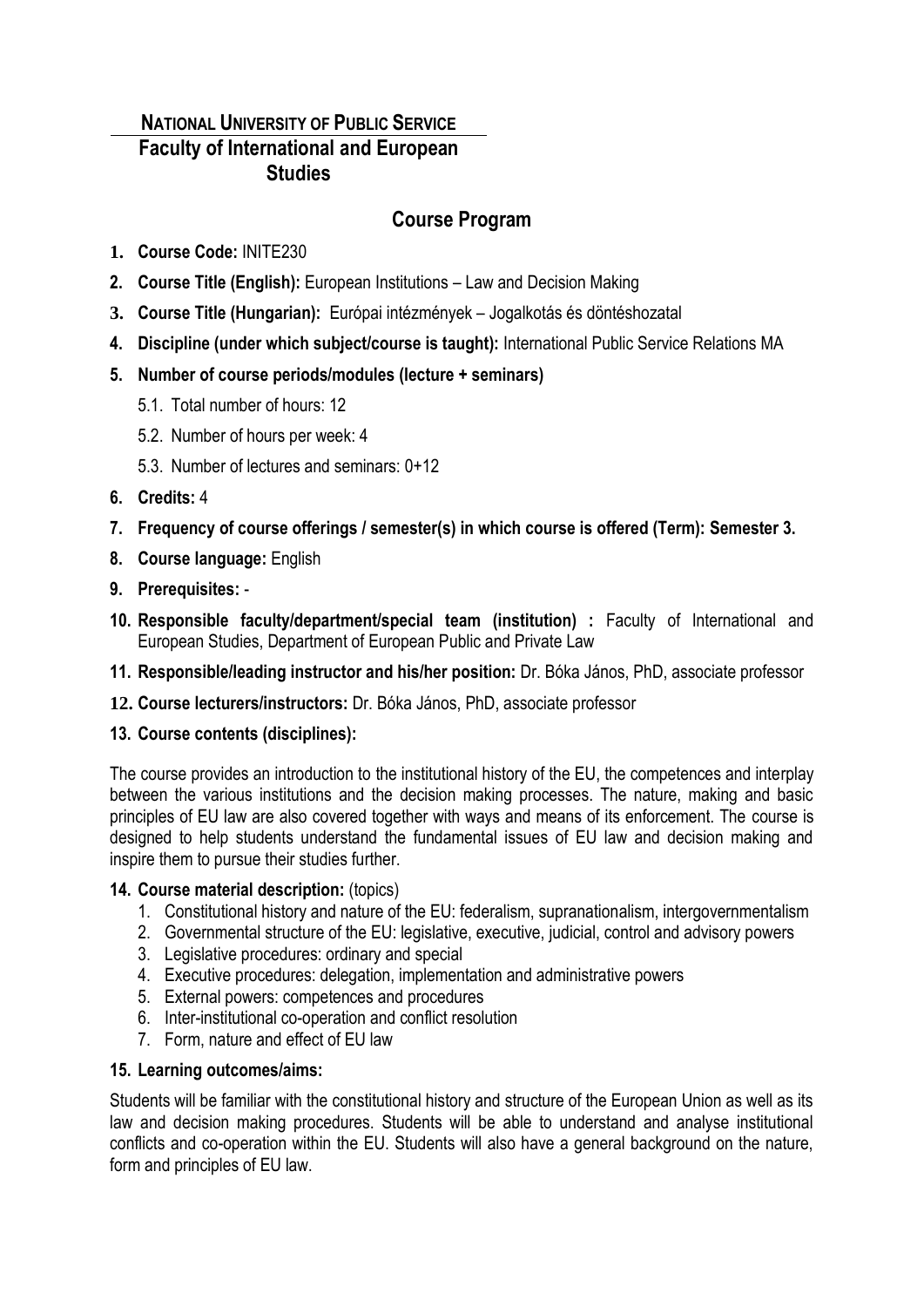**NATIONAL UNIVERSITY OF PUBLIC SERVICE**

**Faculty of International and European Studies**

# Course Program

1. **Course Code:** INITE230
2. **Course Title (English):** European Institutions – Law and Decision Making
3. **Course Title (Hungarian):** Európai intézmények – Jogalkotás és döntéshozatal
4. **Discipline (under which subject/course is taught):** International Public Service Relations MA
5. **Number of course periods/modules (lecture + seminars)**
   5.1. Total number of hours: 12
   5.2. Number of hours per week: 4
   5.3. Number of lectures and seminars: 0+12
6. **Credits:** 4
7. **Frequency of course offerings / semester(s) in which course is offered (Term): Semester 3.**
8. **Course language:** English
9. **Prerequisites:** -
10. **Responsible faculty/department/special team (institution) :** Faculty of International and European Studies, Department of European Public and Private Law
11. **Responsible/leading instructor and his/her position:** Dr. Bóka János, PhD, associate professor
12. **Course lecturers/instructors:** Dr. Bóka János, PhD, associate professor
13. **Course contents (disciplines):**

The course provides an introduction to the institutional history of the EU, the competences and interplay between the various institutions and the decision making processes. The nature, making and basic principles of EU law are also covered together with ways and means of its enforcement. The course is designed to help students understand the fundamental issues of EU law and decision making and inspire them to pursue their studies further.

14. **Course material description:** (topics)
    1. Constitutional history and nature of the EU: federalism, supranationalism, intergovernmentalism
    2. Governmental structure of the EU: legislative, executive, judicial, control and advisory powers
    3. Legislative procedures: ordinary and special
    4. Executive procedures: delegation, implementation and administrative powers
    5. External powers: competences and procedures
    6. Inter-institutional co-operation and conflict resolution
    7. Form, nature and effect of EU law
15. **Learning outcomes/aims:**

Students will be familiar with the constitutional history and structure of the European Union as well as its law and decision making procedures. Students will be able to understand and analyse institutional conflicts and co-operation within the EU. Students will also have a general background on the nature, form and principles of EU law.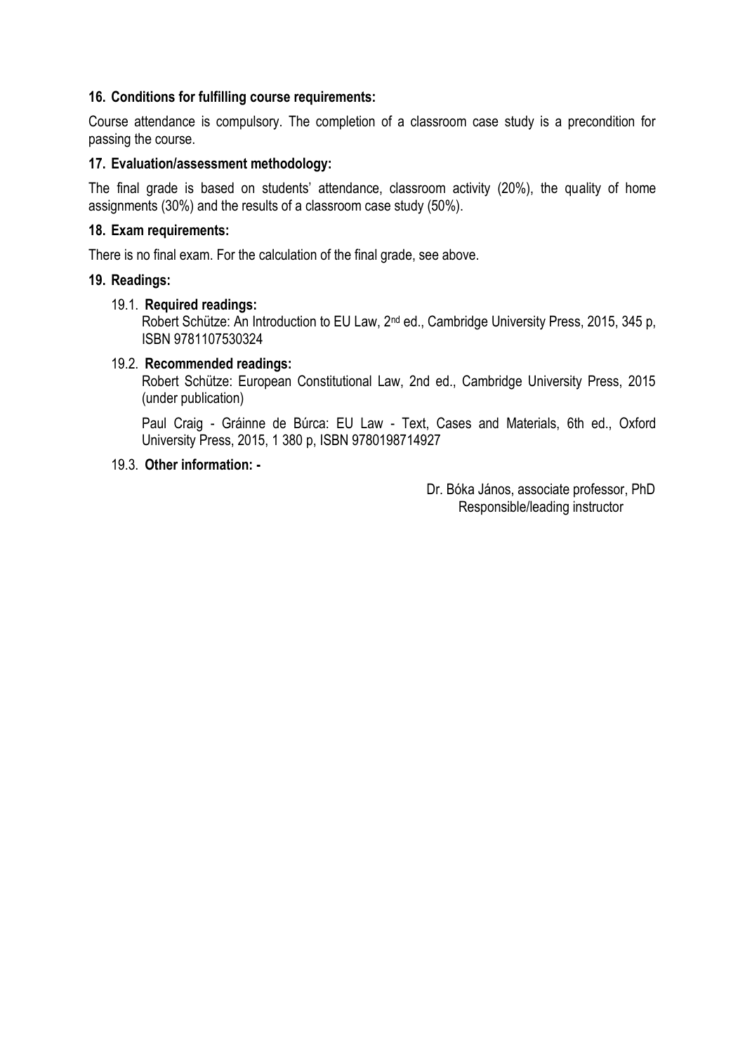### 16. Conditions for fulfilling course requirements:

Course attendance is compulsory. The completion of a classroom case study is a precondition for passing the course.

### 17. Evaluation/assessment methodology:

The final grade is based on students' attendance, classroom activity (20%), the quality of home assignments (30%) and the results of a classroom case study (50%).

### 18. Exam requirements:

There is no final exam. For the calculation of the final grade, see above.

### 19. Readings:

#### 19.1. Required readings:

Robert Schütze: An Introduction to EU Law, 2nd ed., Cambridge University Press, 2015, 345 p, ISBN 9781107530324

#### 19.2. Recommended readings:

Robert Schütze: European Constitutional Law, 2nd ed., Cambridge University Press, 2015 (under publication)

Paul Craig - Gráinne de Búrca: EU Law - Text, Cases and Materials, 6th ed., Oxford University Press, 2015, 1 380 p, ISBN 9780198714927

#### 19.3. Other information: -

Dr. Bóka János, associate professor, PhD
Responsible/leading instructor